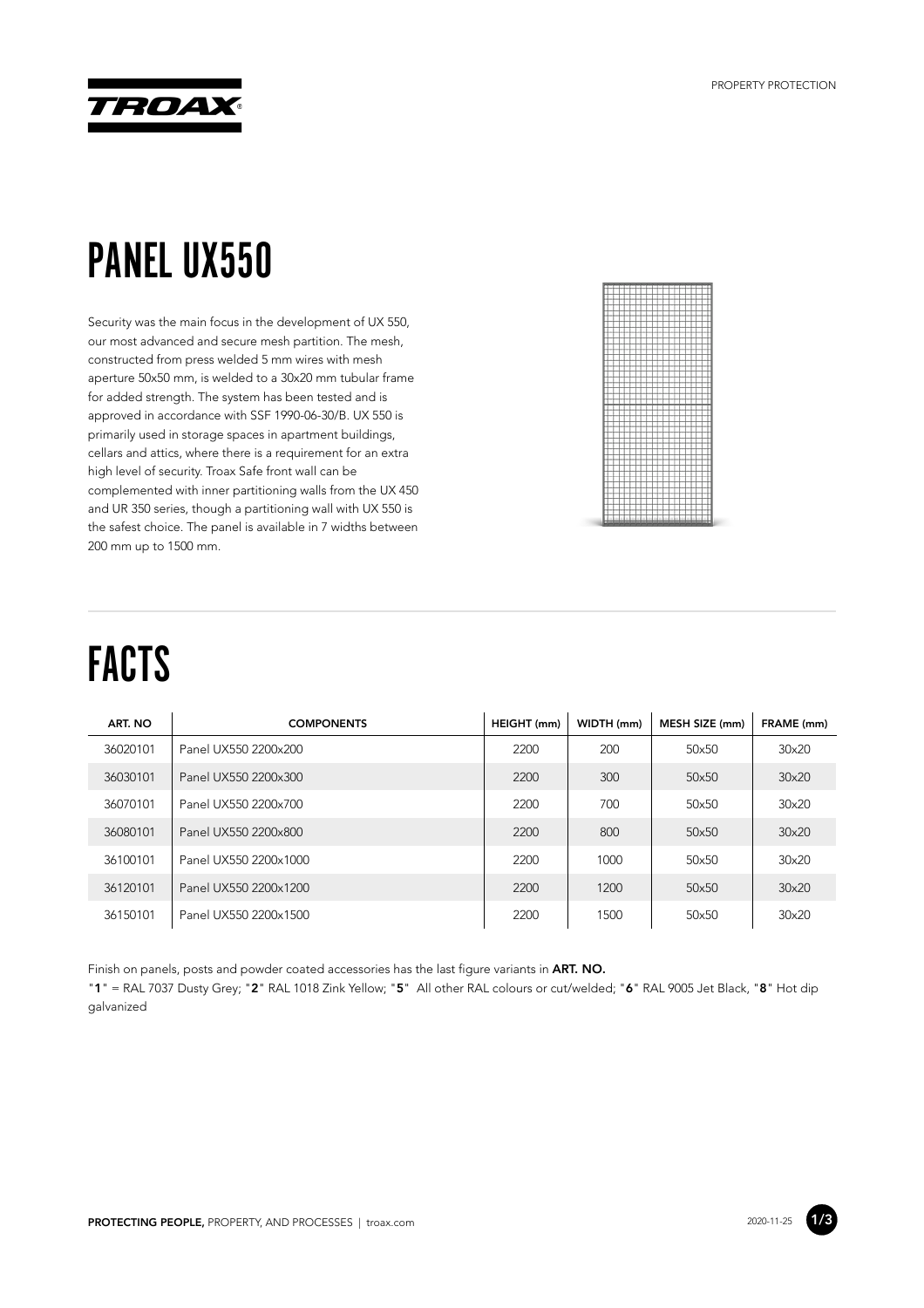# PANEL UX550

Security was the main focus in the development of UX 550, our most advanced and secure mesh partition. The mesh, constructed from press welded 5 mm wires with mesh aperture 50x50 mm, is welded to a 30x20 mm tubular frame for added strength. The system has been tested and is approved in accordance with SSF 1990-06-30/B. UX 550 is primarily used in storage spaces in apartment buildings, cellars and attics, where there is a requirement for an extra high level of security. Troax Safe front wall can be complemented with inner partitioning walls from the UX 450 and UR 350 series, though a partitioning wall with UX 550 is the safest choice. The panel is available in 7 widths between 200 mm up to 1500 mm.

# FACTS

| ART. NO | COMPONENTS | HEIGHT (mm) | WIDTH (mm) | MESH SIZE (mm) | FRAME (mm) |
|---|---|---|---|---|---|
| 36020101 | Panel UX550 2200x200 | 2200 | 200 | 50x50 | 30x20 |
| 36030101 | Panel UX550 2200x300 | 2200 | 300 | 50x50 | 30x20 |
| 36070101 | Panel UX550 2200x700 | 2200 | 700 | 50x50 | 30x20 |
| 36080101 | Panel UX550 2200x800 | 2200 | 800 | 50x50 | 30x20 |
| 36100101 | Panel UX550 2200x1000 | 2200 | 1000 | 50x50 | 30x20 |
| 36120101 | Panel UX550 2200x1200 | 2200 | 1200 | 50x50 | 30x20 |
| 36150101 | Panel UX550 2200x1500 | 2200 | 1500 | 50x50 | 30x20 |

Finish on panels, posts and powder coated accessories has the last figure variants in **ART. NO.**

"**1**" = RAL 7037 Dusty Grey; "**2**" RAL 1018 Zink Yellow; "**5**" All other RAL colours or cut/welded; "**6**" RAL 9005 Jet Black, "**8**" Hot dip galvanized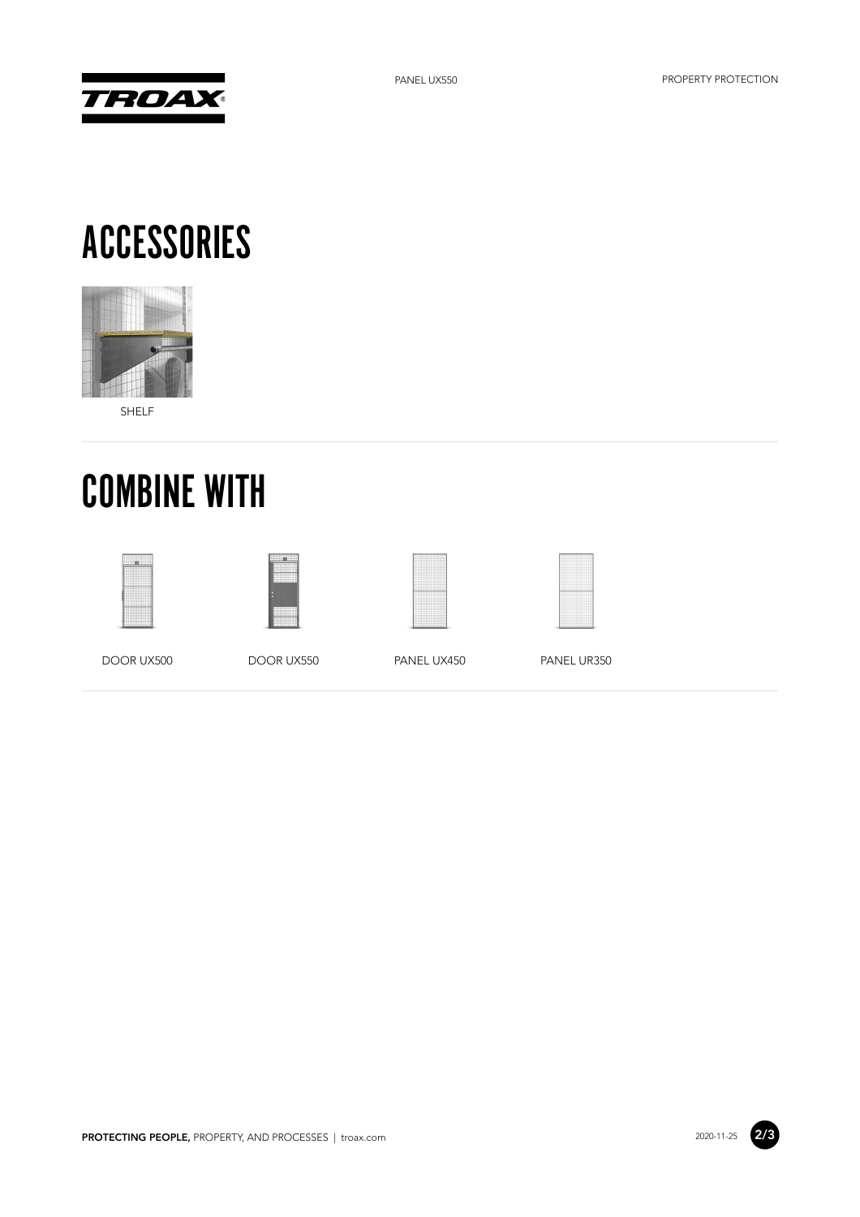# ACCESSORIES

SHELF

# COMBINE WITH

DOOR UX500

DOOR UX550

PANEL UX450

PANEL UR350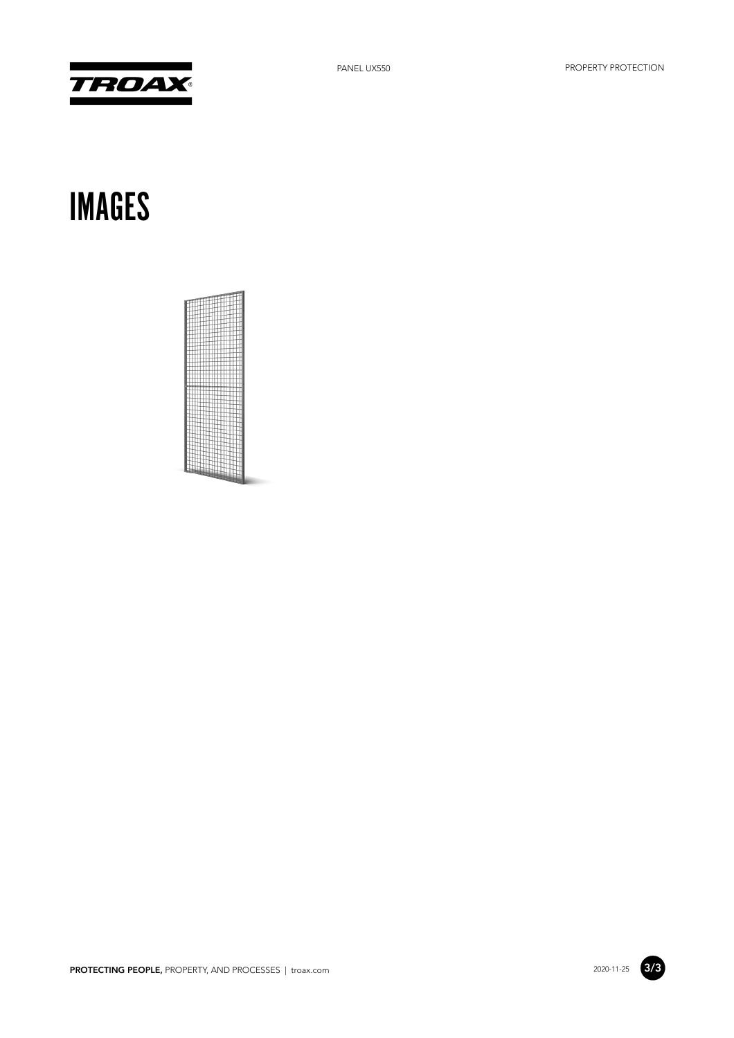# IMAGES